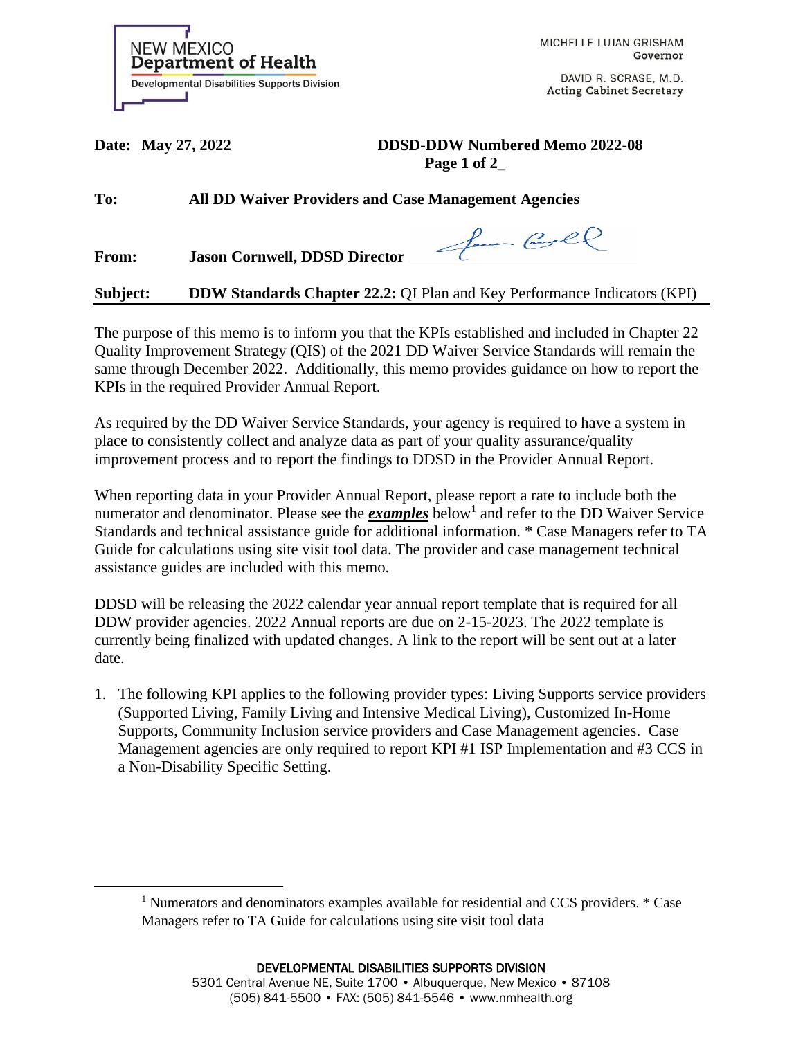NEW MEXICO
**Department of Health**
Developmental Disabilities Supports Division

MICHELLE LUJAN GRISHAM
Governor

DAVID R. SCRASE, M.D.
Acting Cabinet Secretary

**Date: May 27, 2022** **DDSD-DDW Numbered Memo 2022-08**
**Page 1 of 2_**

**To:** **All DD Waiver Providers and Case Management Agencies**

**From:** **Jason Cornwell, DDSD Director**

**Subject:** **DDW Standards Chapter 22.2:** QI Plan and Key Performance Indicators (KPI)

---

The purpose of this memo is to inform you that the KPIs established and included in Chapter 22 Quality Improvement Strategy (QIS) of the 2021 DD Waiver Service Standards will remain the same through December 2022. Additionally, this memo provides guidance on how to report the KPIs in the required Provider Annual Report.

As required by the DD Waiver Service Standards, your agency is required to have a system in place to consistently collect and analyze data as part of your quality assurance/quality improvement process and to report the findings to DDSD in the Provider Annual Report.

When reporting data in your Provider Annual Report, please report a rate to include both the numerator and denominator. Please see the ***examples*** below[1] and refer to the DD Waiver Service Standards and technical assistance guide for additional information. * Case Managers refer to TA Guide for calculations using site visit tool data. The provider and case management technical assistance guides are included with this memo.

DDSD will be releasing the 2022 calendar year annual report template that is required for all DDW provider agencies. 2022 Annual reports are due on 2-15-2023. The 2022 template is currently being finalized with updated changes. A link to the report will be sent out at a later date.

1. The following KPI applies to the following provider types: Living Supports service providers (Supported Living, Family Living and Intensive Medical Living), Customized In-Home Supports, Community Inclusion service providers and Case Management agencies. Case Management agencies are only required to report KPI #1 ISP Implementation and #3 CCS in a Non-Disability Specific Setting.

---

[1] Numerators and denominators examples available for residential and CCS providers. * Case Managers refer to TA Guide for calculations using site visit tool data

DEVELOPMENTAL DISABILITIES SUPPORTS DIVISION
5301 Central Avenue NE, Suite 1700 • Albuquerque, New Mexico • 87108
(505) 841-5500 • FAX: (505) 841-5546 • www.nmhealth.org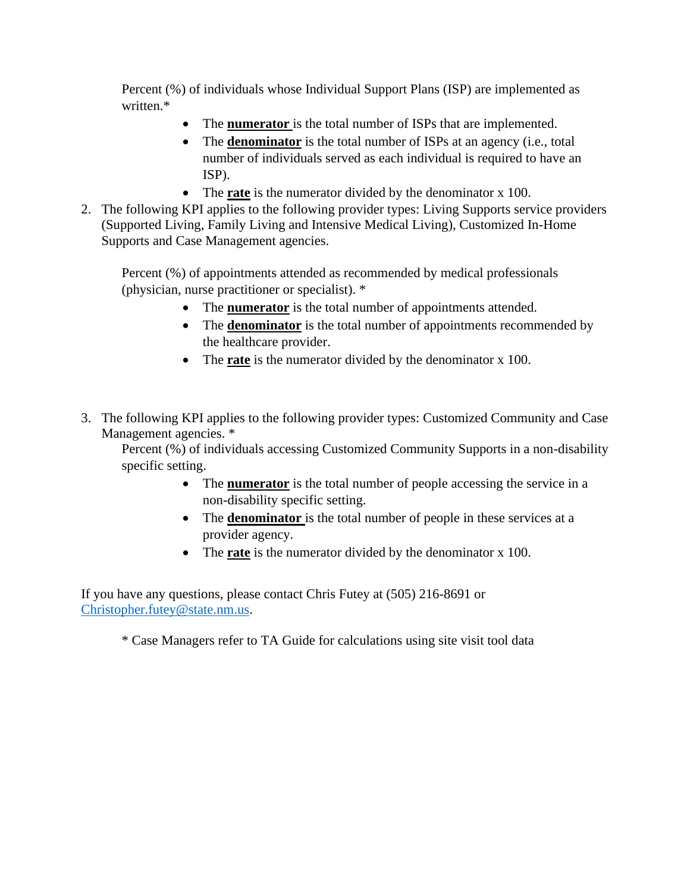Percent (%) of individuals whose Individual Support Plans (ISP) are implemented as written.*

- The **numerator** is the total number of ISPs that are implemented.
- The **denominator** is the total number of ISPs at an agency (i.e., total number of individuals served as each individual is required to have an ISP).
- The **rate** is the numerator divided by the denominator x 100.

2. The following KPI applies to the following provider types: Living Supports service providers (Supported Living, Family Living and Intensive Medical Living), Customized In-Home Supports and Case Management agencies.

   Percent (%) of appointments attended as recommended by medical professionals (physician, nurse practitioner or specialist). *

   - The **numerator** is the total number of appointments attended.
   - The **denominator** is the total number of appointments recommended by the healthcare provider.
   - The **rate** is the numerator divided by the denominator x 100.

3. The following KPI applies to the following provider types: Customized Community and Case Management agencies. *

   Percent (%) of individuals accessing Customized Community Supports in a non-disability specific setting.

   - The **numerator** is the total number of people accessing the service in a non-disability specific setting.
   - The **denominator** is the total number of people in these services at a provider agency.
   - The **rate** is the numerator divided by the denominator x 100.

If you have any questions, please contact Chris Futey at (505) 216-8691 or [Christopher.futey@state.nm.us](mailto:Christopher.futey@state.nm.us).

* Case Managers refer to TA Guide for calculations using site visit tool data